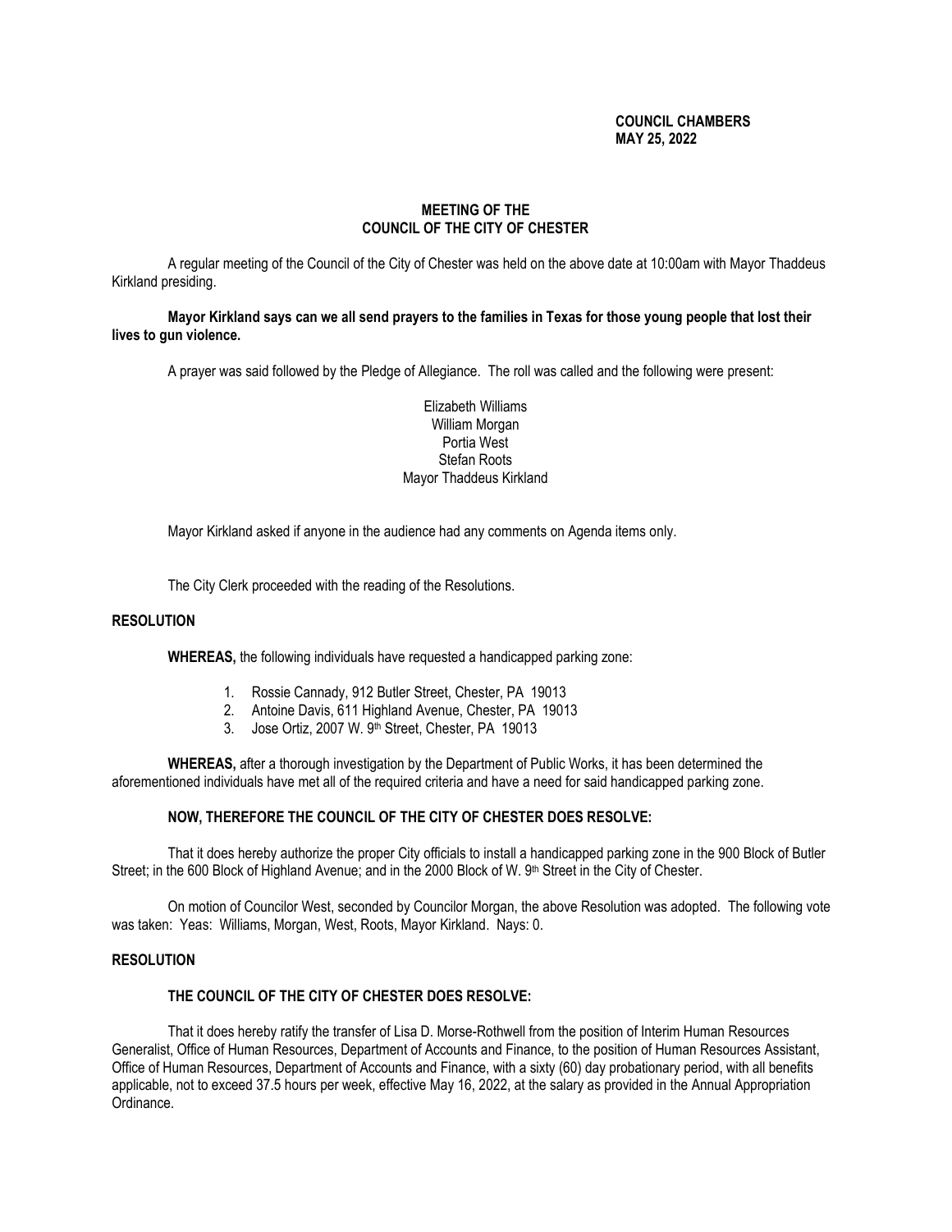**COUNCIL CHAMBERS**
**MAY 25, 2022**

## MEETING OF THE COUNCIL OF THE CITY OF CHESTER

A regular meeting of the Council of the City of Chester was held on the above date at 10:00am with Mayor Thaddeus Kirkland presiding.

**Mayor Kirkland says can we all send prayers to the families in Texas for those young people that lost their lives to gun violence.**

A prayer was said followed by the Pledge of Allegiance. The roll was called and the following were present:

Elizabeth Williams
William Morgan
Portia West
Stefan Roots
Mayor Thaddeus Kirkland

Mayor Kirkland asked if anyone in the audience had any comments on Agenda items only.

The City Clerk proceeded with the reading of the Resolutions.

### RESOLUTION

**WHEREAS,** the following individuals have requested a handicapped parking zone:

1. Rossie Cannady, 912 Butler Street, Chester, PA 19013
2. Antoine Davis, 611 Highland Avenue, Chester, PA 19013
3. Jose Ortiz, 2007 W. 9th Street, Chester, PA 19013

**WHEREAS,** after a thorough investigation by the Department of Public Works, it has been determined the aforementioned individuals have met all of the required criteria and have a need for said handicapped parking zone.

**NOW, THEREFORE THE COUNCIL OF THE CITY OF CHESTER DOES RESOLVE:**

That it does hereby authorize the proper City officials to install a handicapped parking zone in the 900 Block of Butler Street; in the 600 Block of Highland Avenue; and in the 2000 Block of W. 9th Street in the City of Chester.

On motion of Councilor West, seconded by Councilor Morgan, the above Resolution was adopted. The following vote was taken: Yeas: Williams, Morgan, West, Roots, Mayor Kirkland. Nays: 0.

### RESOLUTION

**THE COUNCIL OF THE CITY OF CHESTER DOES RESOLVE:**

That it does hereby ratify the transfer of Lisa D. Morse-Rothwell from the position of Interim Human Resources Generalist, Office of Human Resources, Department of Accounts and Finance, to the position of Human Resources Assistant, Office of Human Resources, Department of Accounts and Finance, with a sixty (60) day probationary period, with all benefits applicable, not to exceed 37.5 hours per week, effective May 16, 2022, at the salary as provided in the Annual Appropriation Ordinance.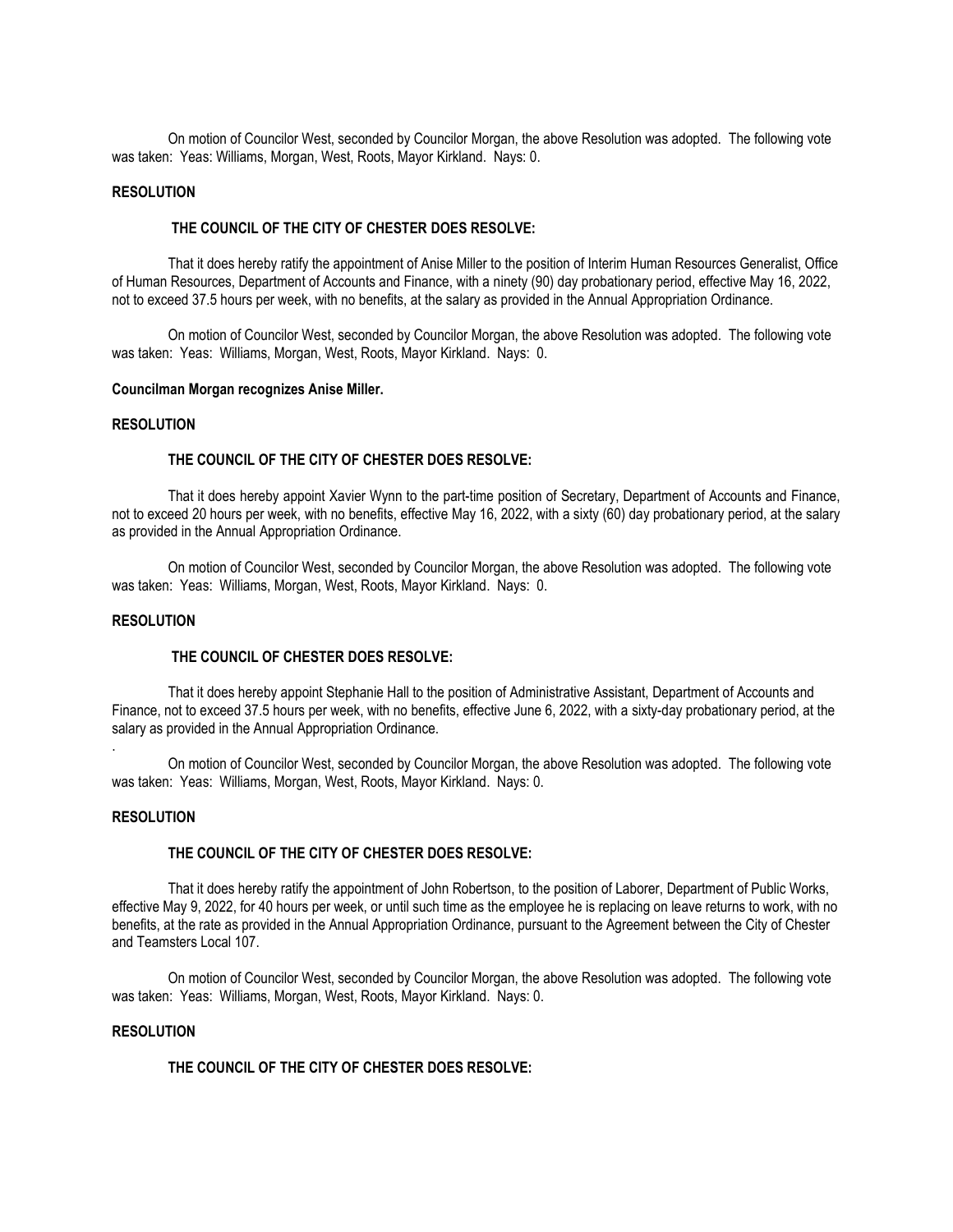On motion of Councilor West, seconded by Councilor Morgan, the above Resolution was adopted. The following vote was taken: Yeas: Williams, Morgan, West, Roots, Mayor Kirkland. Nays: 0.

**RESOLUTION**

**THE COUNCIL OF THE CITY OF CHESTER DOES RESOLVE:**

That it does hereby ratify the appointment of Anise Miller to the position of Interim Human Resources Generalist, Office of Human Resources, Department of Accounts and Finance, with a ninety (90) day probationary period, effective May 16, 2022, not to exceed 37.5 hours per week, with no benefits, at the salary as provided in the Annual Appropriation Ordinance.

On motion of Councilor West, seconded by Councilor Morgan, the above Resolution was adopted. The following vote was taken: Yeas: Williams, Morgan, West, Roots, Mayor Kirkland. Nays: 0.

**Councilman Morgan recognizes Anise Miller.**

**RESOLUTION**

**THE COUNCIL OF THE CITY OF CHESTER DOES RESOLVE:**

That it does hereby appoint Xavier Wynn to the part-time position of Secretary, Department of Accounts and Finance, not to exceed 20 hours per week, with no benefits, effective May 16, 2022, with a sixty (60) day probationary period, at the salary as provided in the Annual Appropriation Ordinance.

On motion of Councilor West, seconded by Councilor Morgan, the above Resolution was adopted. The following vote was taken: Yeas: Williams, Morgan, West, Roots, Mayor Kirkland. Nays: 0.

**RESOLUTION**

**THE COUNCIL OF CHESTER DOES RESOLVE:**

That it does hereby appoint Stephanie Hall to the position of Administrative Assistant, Department of Accounts and Finance, not to exceed 37.5 hours per week, with no benefits, effective June 6, 2022, with a sixty-day probationary period, at the salary as provided in the Annual Appropriation Ordinance.

.

On motion of Councilor West, seconded by Councilor Morgan, the above Resolution was adopted. The following vote was taken: Yeas: Williams, Morgan, West, Roots, Mayor Kirkland. Nays: 0.

**RESOLUTION**

**THE COUNCIL OF THE CITY OF CHESTER DOES RESOLVE:**

That it does hereby ratify the appointment of John Robertson, to the position of Laborer, Department of Public Works, effective May 9, 2022, for 40 hours per week, or until such time as the employee he is replacing on leave returns to work, with no benefits, at the rate as provided in the Annual Appropriation Ordinance, pursuant to the Agreement between the City of Chester and Teamsters Local 107.

On motion of Councilor West, seconded by Councilor Morgan, the above Resolution was adopted. The following vote was taken: Yeas: Williams, Morgan, West, Roots, Mayor Kirkland. Nays: 0.

**RESOLUTION**

**THE COUNCIL OF THE CITY OF CHESTER DOES RESOLVE:**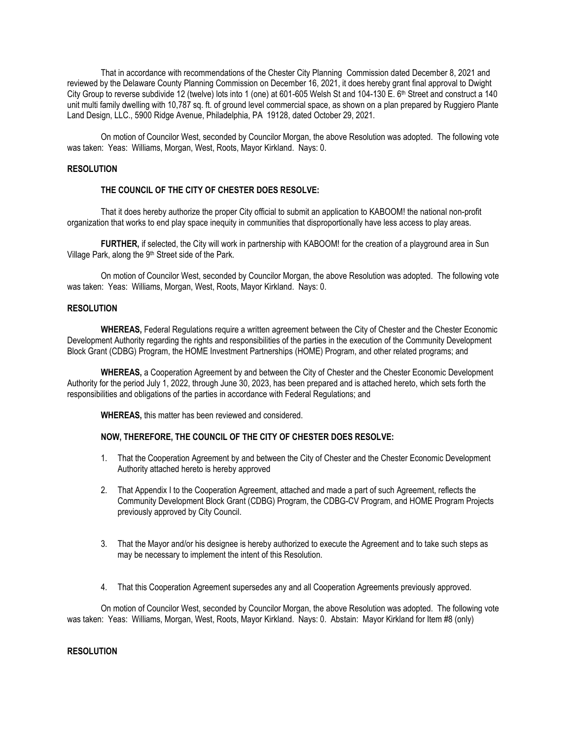That in accordance with recommendations of the Chester City Planning Commission dated December 8, 2021 and reviewed by the Delaware County Planning Commission on December 16, 2021, it does hereby grant final approval to Dwight City Group to reverse subdivide 12 (twelve) lots into 1 (one) at 601-605 Welsh St and 104-130 E. 6th Street and construct a 140 unit multi family dwelling with 10,787 sq. ft. of ground level commercial space, as shown on a plan prepared by Ruggiero Plante Land Design, LLC., 5900 Ridge Avenue, Philadelphia, PA 19128, dated October 29, 2021.

On motion of Councilor West, seconded by Councilor Morgan, the above Resolution was adopted. The following vote was taken: Yeas: Williams, Morgan, West, Roots, Mayor Kirkland. Nays: 0.

**RESOLUTION**

**THE COUNCIL OF THE CITY OF CHESTER DOES RESOLVE:**

That it does hereby authorize the proper City official to submit an application to KABOOM! the national non-profit organization that works to end play space inequity in communities that disproportionally have less access to play areas.

**FURTHER,** if selected, the City will work in partnership with KABOOM! for the creation of a playground area in Sun Village Park, along the 9th Street side of the Park.

On motion of Councilor West, seconded by Councilor Morgan, the above Resolution was adopted. The following vote was taken: Yeas: Williams, Morgan, West, Roots, Mayor Kirkland. Nays: 0.

**RESOLUTION**

**WHEREAS,** Federal Regulations require a written agreement between the City of Chester and the Chester Economic Development Authority regarding the rights and responsibilities of the parties in the execution of the Community Development Block Grant (CDBG) Program, the HOME Investment Partnerships (HOME) Program, and other related programs; and

**WHEREAS,** a Cooperation Agreement by and between the City of Chester and the Chester Economic Development Authority for the period July 1, 2022, through June 30, 2023, has been prepared and is attached hereto, which sets forth the responsibilities and obligations of the parties in accordance with Federal Regulations; and

**WHEREAS,** this matter has been reviewed and considered.

**NOW, THEREFORE, THE COUNCIL OF THE CITY OF CHESTER DOES RESOLVE:**

1. That the Cooperation Agreement by and between the City of Chester and the Chester Economic Development Authority attached hereto is hereby approved
2. That Appendix I to the Cooperation Agreement, attached and made a part of such Agreement, reflects the Community Development Block Grant (CDBG) Program, the CDBG-CV Program, and HOME Program Projects previously approved by City Council.
3. That the Mayor and/or his designee is hereby authorized to execute the Agreement and to take such steps as may be necessary to implement the intent of this Resolution.
4. That this Cooperation Agreement supersedes any and all Cooperation Agreements previously approved.

On motion of Councilor West, seconded by Councilor Morgan, the above Resolution was adopted. The following vote was taken: Yeas: Williams, Morgan, West, Roots, Mayor Kirkland. Nays: 0. Abstain: Mayor Kirkland for Item #8 (only)

**RESOLUTION**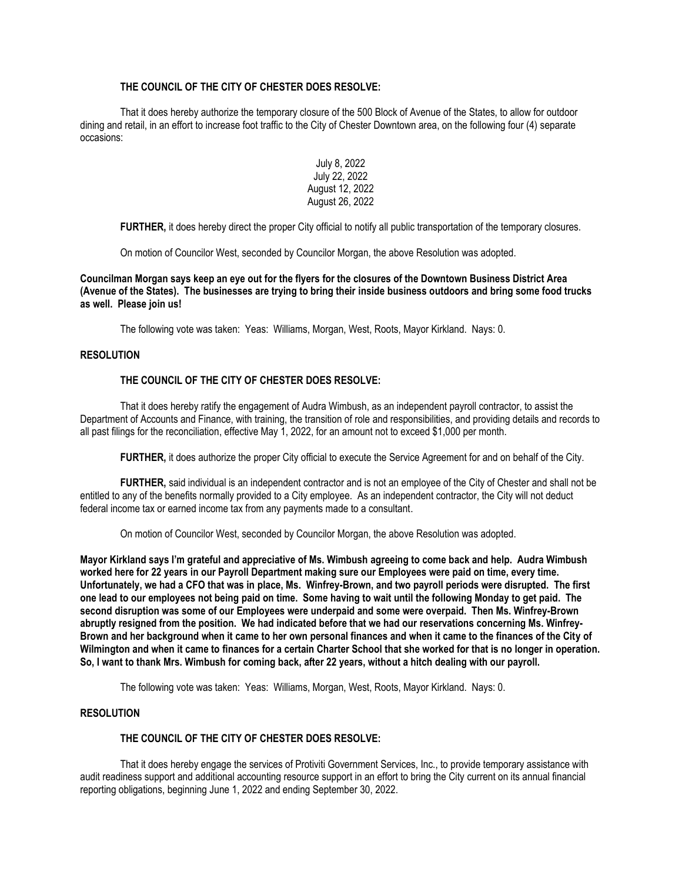**THE COUNCIL OF THE CITY OF CHESTER DOES RESOLVE:**

That it does hereby authorize the temporary closure of the 500 Block of Avenue of the States, to allow for outdoor dining and retail, in an effort to increase foot traffic to the City of Chester Downtown area, on the following four (4) separate occasions:

July 8, 2022
July 22, 2022
August 12, 2022
August 26, 2022

**FURTHER,** it does hereby direct the proper City official to notify all public transportation of the temporary closures.

On motion of Councilor West, seconded by Councilor Morgan, the above Resolution was adopted.

**Councilman Morgan says keep an eye out for the flyers for the closures of the Downtown Business District Area (Avenue of the States). The businesses are trying to bring their inside business outdoors and bring some food trucks as well. Please join us!**

The following vote was taken: Yeas: Williams, Morgan, West, Roots, Mayor Kirkland. Nays: 0.

**RESOLUTION**

**THE COUNCIL OF THE CITY OF CHESTER DOES RESOLVE:**

That it does hereby ratify the engagement of Audra Wimbush, as an independent payroll contractor, to assist the Department of Accounts and Finance, with training, the transition of role and responsibilities, and providing details and records to all past filings for the reconciliation, effective May 1, 2022, for an amount not to exceed $1,000 per month.

**FURTHER,** it does authorize the proper City official to execute the Service Agreement for and on behalf of the City.

**FURTHER,** said individual is an independent contractor and is not an employee of the City of Chester and shall not be entitled to any of the benefits normally provided to a City employee. As an independent contractor, the City will not deduct federal income tax or earned income tax from any payments made to a consultant.

On motion of Councilor West, seconded by Councilor Morgan, the above Resolution was adopted.

**Mayor Kirkland says I'm grateful and appreciative of Ms. Wimbush agreeing to come back and help. Audra Wimbush worked here for 22 years in our Payroll Department making sure our Employees were paid on time, every time. Unfortunately, we had a CFO that was in place, Ms. Winfrey-Brown, and two payroll periods were disrupted. The first one lead to our employees not being paid on time. Some having to wait until the following Monday to get paid. The second disruption was some of our Employees were underpaid and some were overpaid. Then Ms. Winfrey-Brown abruptly resigned from the position. We had indicated before that we had our reservations concerning Ms. Winfrey-Brown and her background when it came to her own personal finances and when it came to the finances of the City of Wilmington and when it came to finances for a certain Charter School that she worked for that is no longer in operation. So, I want to thank Mrs. Wimbush for coming back, after 22 years, without a hitch dealing with our payroll.**

The following vote was taken: Yeas: Williams, Morgan, West, Roots, Mayor Kirkland. Nays: 0.

**RESOLUTION**

**THE COUNCIL OF THE CITY OF CHESTER DOES RESOLVE:**

That it does hereby engage the services of Protiviti Government Services, Inc., to provide temporary assistance with audit readiness support and additional accounting resource support in an effort to bring the City current on its annual financial reporting obligations, beginning June 1, 2022 and ending September 30, 2022.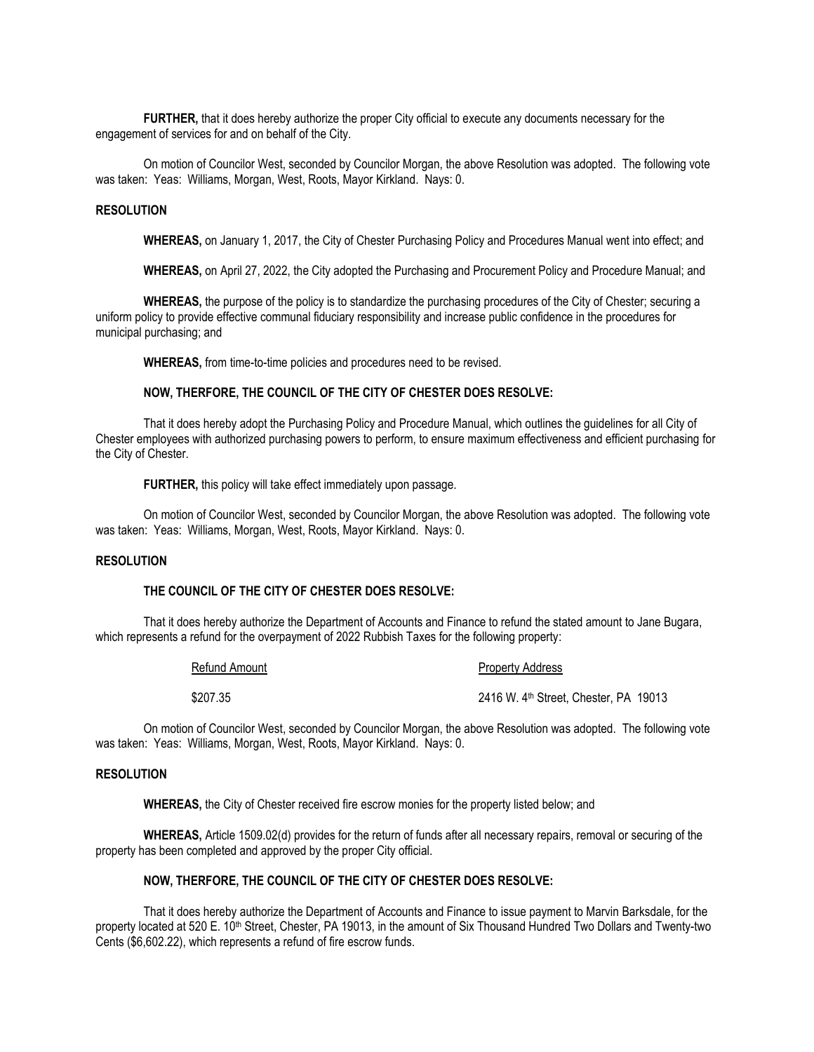**FURTHER,** that it does hereby authorize the proper City official to execute any documents necessary for the engagement of services for and on behalf of the City.

On motion of Councilor West, seconded by Councilor Morgan, the above Resolution was adopted. The following vote was taken: Yeas: Williams, Morgan, West, Roots, Mayor Kirkland. Nays: 0.

**RESOLUTION**

**WHEREAS,** on January 1, 2017, the City of Chester Purchasing Policy and Procedures Manual went into effect; and

**WHEREAS,** on April 27, 2022, the City adopted the Purchasing and Procurement Policy and Procedure Manual; and

**WHEREAS,** the purpose of the policy is to standardize the purchasing procedures of the City of Chester; securing a uniform policy to provide effective communal fiduciary responsibility and increase public confidence in the procedures for municipal purchasing; and

**WHEREAS,** from time-to-time policies and procedures need to be revised.

**NOW, THERFORE, THE COUNCIL OF THE CITY OF CHESTER DOES RESOLVE:**

That it does hereby adopt the Purchasing Policy and Procedure Manual, which outlines the guidelines for all City of Chester employees with authorized purchasing powers to perform, to ensure maximum effectiveness and efficient purchasing for the City of Chester.

**FURTHER,** this policy will take effect immediately upon passage.

On motion of Councilor West, seconded by Councilor Morgan, the above Resolution was adopted. The following vote was taken: Yeas: Williams, Morgan, West, Roots, Mayor Kirkland. Nays: 0.

**RESOLUTION**

**THE COUNCIL OF THE CITY OF CHESTER DOES RESOLVE:**

That it does hereby authorize the Department of Accounts and Finance to refund the stated amount to Jane Bugara, which represents a refund for the overpayment of 2022 Rubbish Taxes for the following property:

| Refund Amount | Property Address |
|---|---|
| $207.35 | 2416 W. 4th Street, Chester, PA 19013 |

On motion of Councilor West, seconded by Councilor Morgan, the above Resolution was adopted. The following vote was taken: Yeas: Williams, Morgan, West, Roots, Mayor Kirkland. Nays: 0.

**RESOLUTION**

**WHEREAS,** the City of Chester received fire escrow monies for the property listed below; and

**WHEREAS,** Article 1509.02(d) provides for the return of funds after all necessary repairs, removal or securing of the property has been completed and approved by the proper City official.

**NOW, THERFORE, THE COUNCIL OF THE CITY OF CHESTER DOES RESOLVE:**

That it does hereby authorize the Department of Accounts and Finance to issue payment to Marvin Barksdale, for the property located at 520 E. 10th Street, Chester, PA 19013, in the amount of Six Thousand Hundred Two Dollars and Twenty-two Cents ($6,602.22), which represents a refund of fire escrow funds.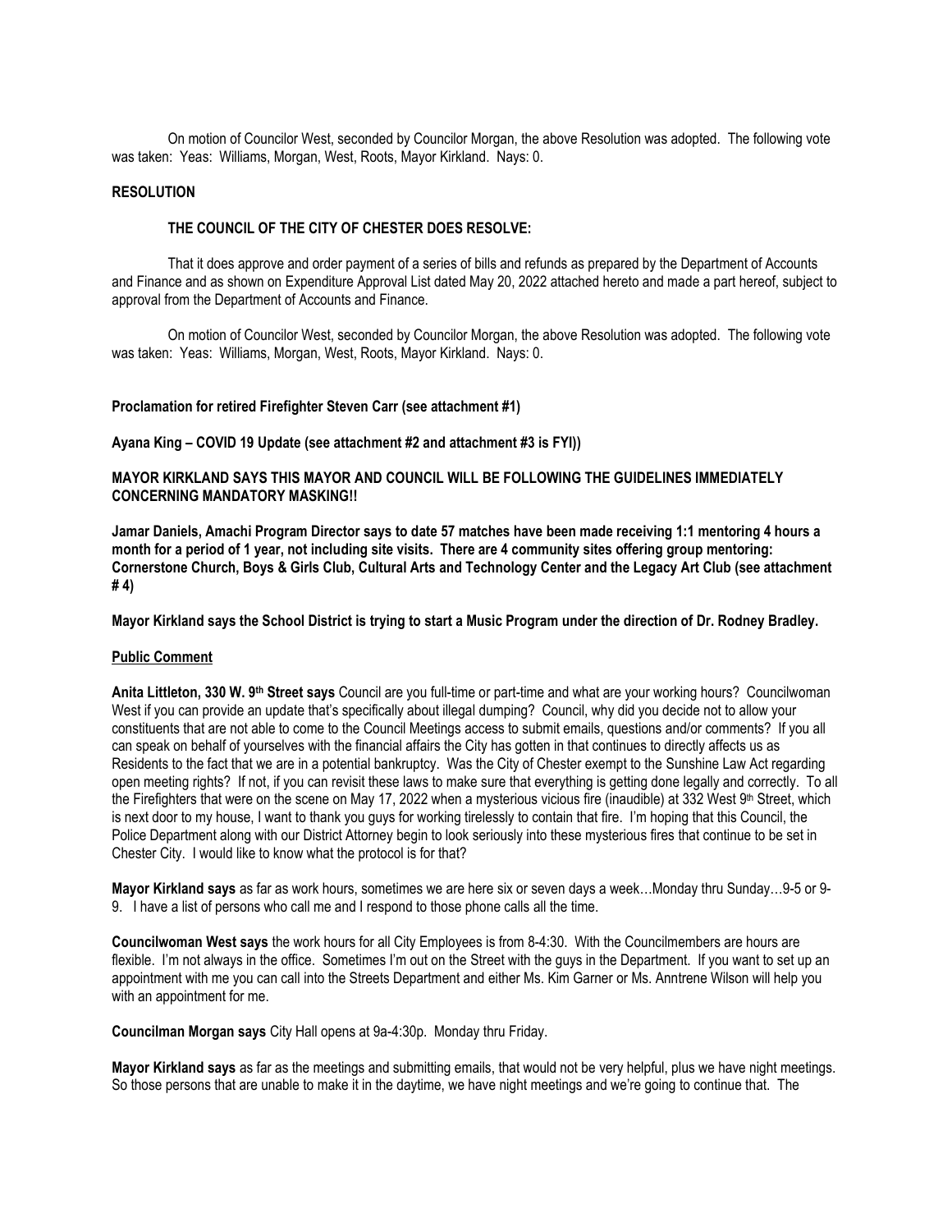On motion of Councilor West, seconded by Councilor Morgan, the above Resolution was adopted. The following vote was taken: Yeas: Williams, Morgan, West, Roots, Mayor Kirkland. Nays: 0.

**RESOLUTION**

**THE COUNCIL OF THE CITY OF CHESTER DOES RESOLVE:**

That it does approve and order payment of a series of bills and refunds as prepared by the Department of Accounts and Finance and as shown on Expenditure Approval List dated May 20, 2022 attached hereto and made a part hereof, subject to approval from the Department of Accounts and Finance.

On motion of Councilor West, seconded by Councilor Morgan, the above Resolution was adopted. The following vote was taken: Yeas: Williams, Morgan, West, Roots, Mayor Kirkland. Nays: 0.

**Proclamation for retired Firefighter Steven Carr (see attachment #1)**

**Ayana King – COVID 19 Update (see attachment #2 and attachment #3 is FYI))**

**MAYOR KIRKLAND SAYS THIS MAYOR AND COUNCIL WILL BE FOLLOWING THE GUIDELINES IMMEDIATELY CONCERNING MANDATORY MASKING!!**

**Jamar Daniels, Amachi Program Director says to date 57 matches have been made receiving 1:1 mentoring 4 hours a month for a period of 1 year, not including site visits. There are 4 community sites offering group mentoring: Cornerstone Church, Boys & Girls Club, Cultural Arts and Technology Center and the Legacy Art Club (see attachment # 4)**

**Mayor Kirkland says the School District is trying to start a Music Program under the direction of Dr. Rodney Bradley.**

**Public Comment**

**Anita Littleton, 330 W. 9th Street says** Council are you full-time or part-time and what are your working hours? Councilwoman West if you can provide an update that's specifically about illegal dumping? Council, why did you decide not to allow your constituents that are not able to come to the Council Meetings access to submit emails, questions and/or comments? If you all can speak on behalf of yourselves with the financial affairs the City has gotten in that continues to directly affects us as Residents to the fact that we are in a potential bankruptcy. Was the City of Chester exempt to the Sunshine Law Act regarding open meeting rights? If not, if you can revisit these laws to make sure that everything is getting done legally and correctly. To all the Firefighters that were on the scene on May 17, 2022 when a mysterious vicious fire (inaudible) at 332 West 9th Street, which is next door to my house, I want to thank you guys for working tirelessly to contain that fire. I'm hoping that this Council, the Police Department along with our District Attorney begin to look seriously into these mysterious fires that continue to be set in Chester City. I would like to know what the protocol is for that?

**Mayor Kirkland says** as far as work hours, sometimes we are here six or seven days a week…Monday thru Sunday…9-5 or 9-9. I have a list of persons who call me and I respond to those phone calls all the time.

**Councilwoman West says** the work hours for all City Employees is from 8-4:30. With the Councilmembers are hours are flexible. I'm not always in the office. Sometimes I'm out on the Street with the guys in the Department. If you want to set up an appointment with me you can call into the Streets Department and either Ms. Kim Garner or Ms. Anntrene Wilson will help you with an appointment for me.

**Councilman Morgan says** City Hall opens at 9a-4:30p. Monday thru Friday.

**Mayor Kirkland says** as far as the meetings and submitting emails, that would not be very helpful, plus we have night meetings. So those persons that are unable to make it in the daytime, we have night meetings and we're going to continue that. The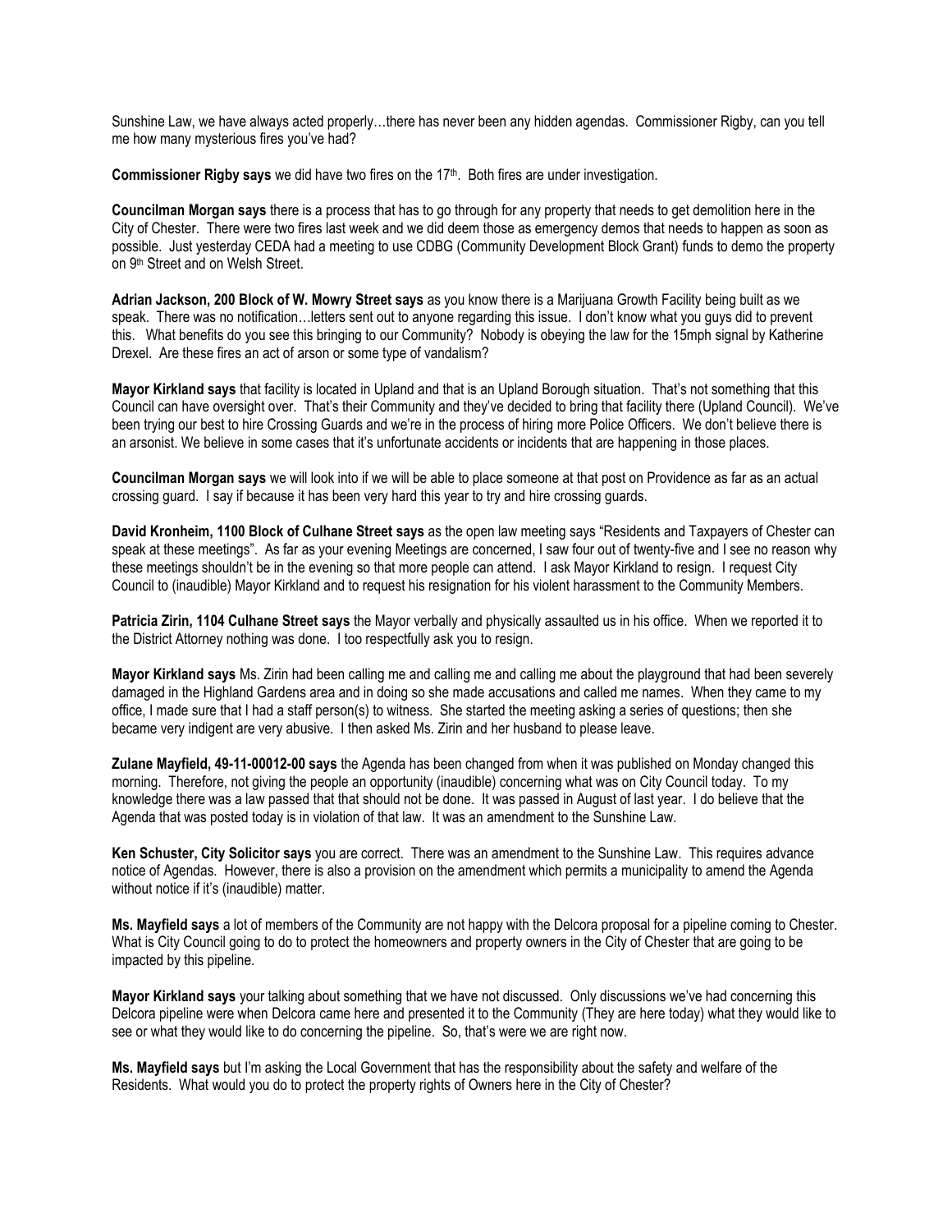Sunshine Law, we have always acted properly…there has never been any hidden agendas. Commissioner Rigby, can you tell me how many mysterious fires you've had?

**Commissioner Rigby says** we did have two fires on the 17th. Both fires are under investigation.

**Councilman Morgan says** there is a process that has to go through for any property that needs to get demolition here in the City of Chester. There were two fires last week and we did deem those as emergency demos that needs to happen as soon as possible. Just yesterday CEDA had a meeting to use CDBG (Community Development Block Grant) funds to demo the property on 9th Street and on Welsh Street.

**Adrian Jackson, 200 Block of W. Mowry Street says** as you know there is a Marijuana Growth Facility being built as we speak. There was no notification…letters sent out to anyone regarding this issue. I don't know what you guys did to prevent this. What benefits do you see this bringing to our Community? Nobody is obeying the law for the 15mph signal by Katherine Drexel. Are these fires an act of arson or some type of vandalism?

**Mayor Kirkland says** that facility is located in Upland and that is an Upland Borough situation. That's not something that this Council can have oversight over. That's their Community and they've decided to bring that facility there (Upland Council). We've been trying our best to hire Crossing Guards and we're in the process of hiring more Police Officers. We don't believe there is an arsonist. We believe in some cases that it's unfortunate accidents or incidents that are happening in those places.

**Councilman Morgan says** we will look into if we will be able to place someone at that post on Providence as far as an actual crossing guard. I say if because it has been very hard this year to try and hire crossing guards.

**David Kronheim, 1100 Block of Culhane Street says** as the open law meeting says "Residents and Taxpayers of Chester can speak at these meetings". As far as your evening Meetings are concerned, I saw four out of twenty-five and I see no reason why these meetings shouldn't be in the evening so that more people can attend. I ask Mayor Kirkland to resign. I request City Council to (inaudible) Mayor Kirkland and to request his resignation for his violent harassment to the Community Members.

**Patricia Zirin, 1104 Culhane Street says** the Mayor verbally and physically assaulted us in his office. When we reported it to the District Attorney nothing was done. I too respectfully ask you to resign.

**Mayor Kirkland says** Ms. Zirin had been calling me and calling me and calling me about the playground that had been severely damaged in the Highland Gardens area and in doing so she made accusations and called me names. When they came to my office, I made sure that I had a staff person(s) to witness. She started the meeting asking a series of questions; then she became very indigent are very abusive. I then asked Ms. Zirin and her husband to please leave.

**Zulane Mayfield, 49-11-00012-00 says** the Agenda has been changed from when it was published on Monday changed this morning. Therefore, not giving the people an opportunity (inaudible) concerning what was on City Council today. To my knowledge there was a law passed that that should not be done. It was passed in August of last year. I do believe that the Agenda that was posted today is in violation of that law. It was an amendment to the Sunshine Law.

**Ken Schuster, City Solicitor says** you are correct. There was an amendment to the Sunshine Law. This requires advance notice of Agendas. However, there is also a provision on the amendment which permits a municipality to amend the Agenda without notice if it's (inaudible) matter.

**Ms. Mayfield says** a lot of members of the Community are not happy with the Delcora proposal for a pipeline coming to Chester. What is City Council going to do to protect the homeowners and property owners in the City of Chester that are going to be impacted by this pipeline.

**Mayor Kirkland says** your talking about something that we have not discussed. Only discussions we've had concerning this Delcora pipeline were when Delcora came here and presented it to the Community (They are here today) what they would like to see or what they would like to do concerning the pipeline. So, that's were we are right now.

**Ms. Mayfield says** but I'm asking the Local Government that has the responsibility about the safety and welfare of the Residents. What would you do to protect the property rights of Owners here in the City of Chester?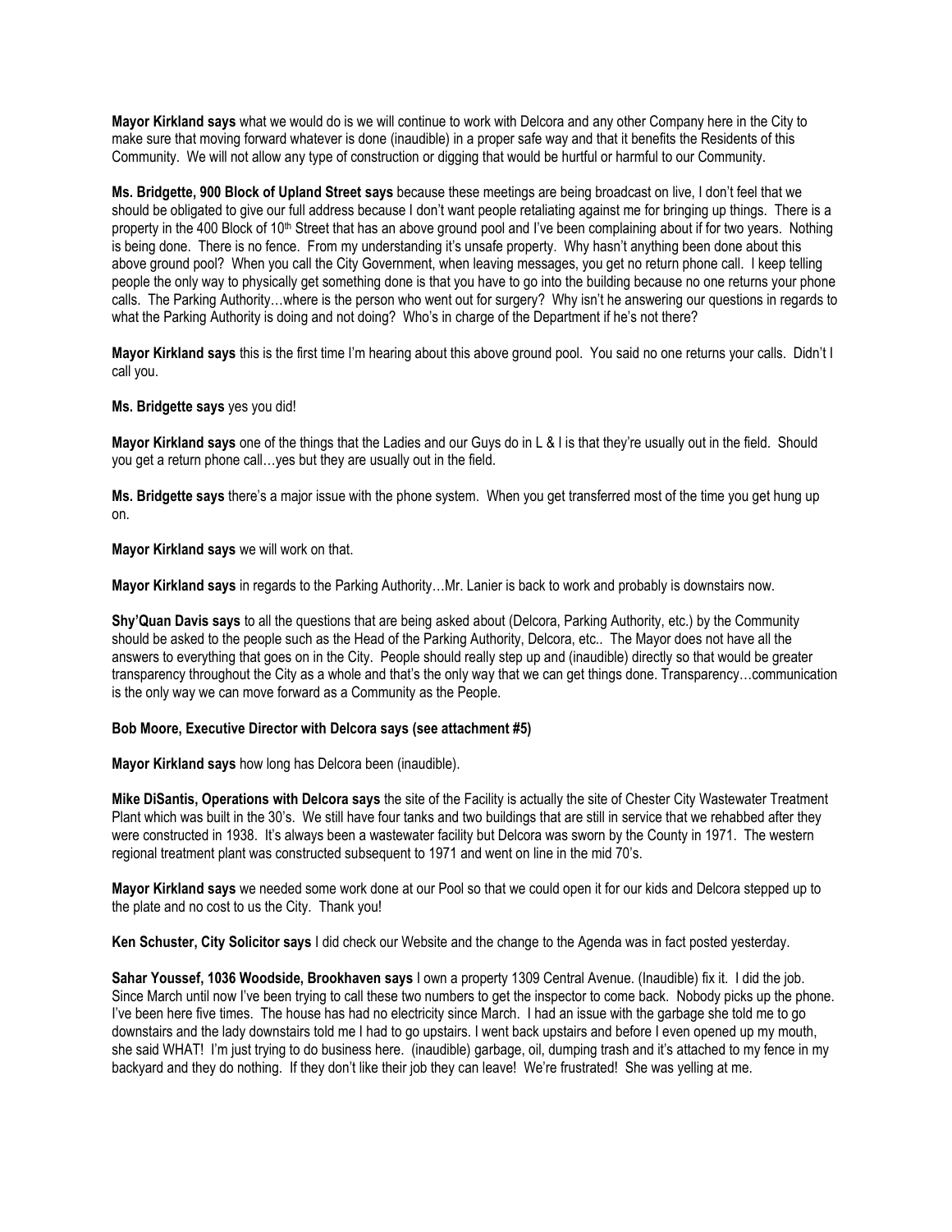**Mayor Kirkland says** what we would do is we will continue to work with Delcora and any other Company here in the City to make sure that moving forward whatever is done (inaudible) in a proper safe way and that it benefits the Residents of this Community. We will not allow any type of construction or digging that would be hurtful or harmful to our Community.

**Ms. Bridgette, 900 Block of Upland Street says** because these meetings are being broadcast on live, I don't feel that we should be obligated to give our full address because I don't want people retaliating against me for bringing up things. There is a property in the 400 Block of 10th Street that has an above ground pool and I've been complaining about if for two years. Nothing is being done. There is no fence. From my understanding it's unsafe property. Why hasn't anything been done about this above ground pool? When you call the City Government, when leaving messages, you get no return phone call. I keep telling people the only way to physically get something done is that you have to go into the building because no one returns your phone calls. The Parking Authority…where is the person who went out for surgery? Why isn't he answering our questions in regards to what the Parking Authority is doing and not doing? Who's in charge of the Department if he's not there?

**Mayor Kirkland says** this is the first time I'm hearing about this above ground pool. You said no one returns your calls. Didn't I call you.

**Ms. Bridgette says** yes you did!

**Mayor Kirkland says** one of the things that the Ladies and our Guys do in L & I is that they're usually out in the field. Should you get a return phone call…yes but they are usually out in the field.

**Ms. Bridgette says** there's a major issue with the phone system. When you get transferred most of the time you get hung up on.

**Mayor Kirkland says** we will work on that.

**Mayor Kirkland says** in regards to the Parking Authority…Mr. Lanier is back to work and probably is downstairs now.

**Shy'Quan Davis says** to all the questions that are being asked about (Delcora, Parking Authority, etc.) by the Community should be asked to the people such as the Head of the Parking Authority, Delcora, etc.. The Mayor does not have all the answers to everything that goes on in the City. People should really step up and (inaudible) directly so that would be greater transparency throughout the City as a whole and that's the only way that we can get things done. Transparency…communication is the only way we can move forward as a Community as the People.

**Bob Moore, Executive Director with Delcora says (see attachment #5)**

**Mayor Kirkland says** how long has Delcora been (inaudible).

**Mike DiSantis, Operations with Delcora says** the site of the Facility is actually the site of Chester City Wastewater Treatment Plant which was built in the 30's. We still have four tanks and two buildings that are still in service that we rehabbed after they were constructed in 1938. It's always been a wastewater facility but Delcora was sworn by the County in 1971. The western regional treatment plant was constructed subsequent to 1971 and went on line in the mid 70's.

**Mayor Kirkland says** we needed some work done at our Pool so that we could open it for our kids and Delcora stepped up to the plate and no cost to us the City. Thank you!

**Ken Schuster, City Solicitor says** I did check our Website and the change to the Agenda was in fact posted yesterday.

**Sahar Youssef, 1036 Woodside, Brookhaven says** I own a property 1309 Central Avenue. (Inaudible) fix it. I did the job. Since March until now I've been trying to call these two numbers to get the inspector to come back. Nobody picks up the phone. I've been here five times. The house has had no electricity since March. I had an issue with the garbage she told me to go downstairs and the lady downstairs told me I had to go upstairs. I went back upstairs and before I even opened up my mouth, she said WHAT! I'm just trying to do business here. (inaudible) garbage, oil, dumping trash and it's attached to my fence in my backyard and they do nothing. If they don't like their job they can leave! We're frustrated! She was yelling at me.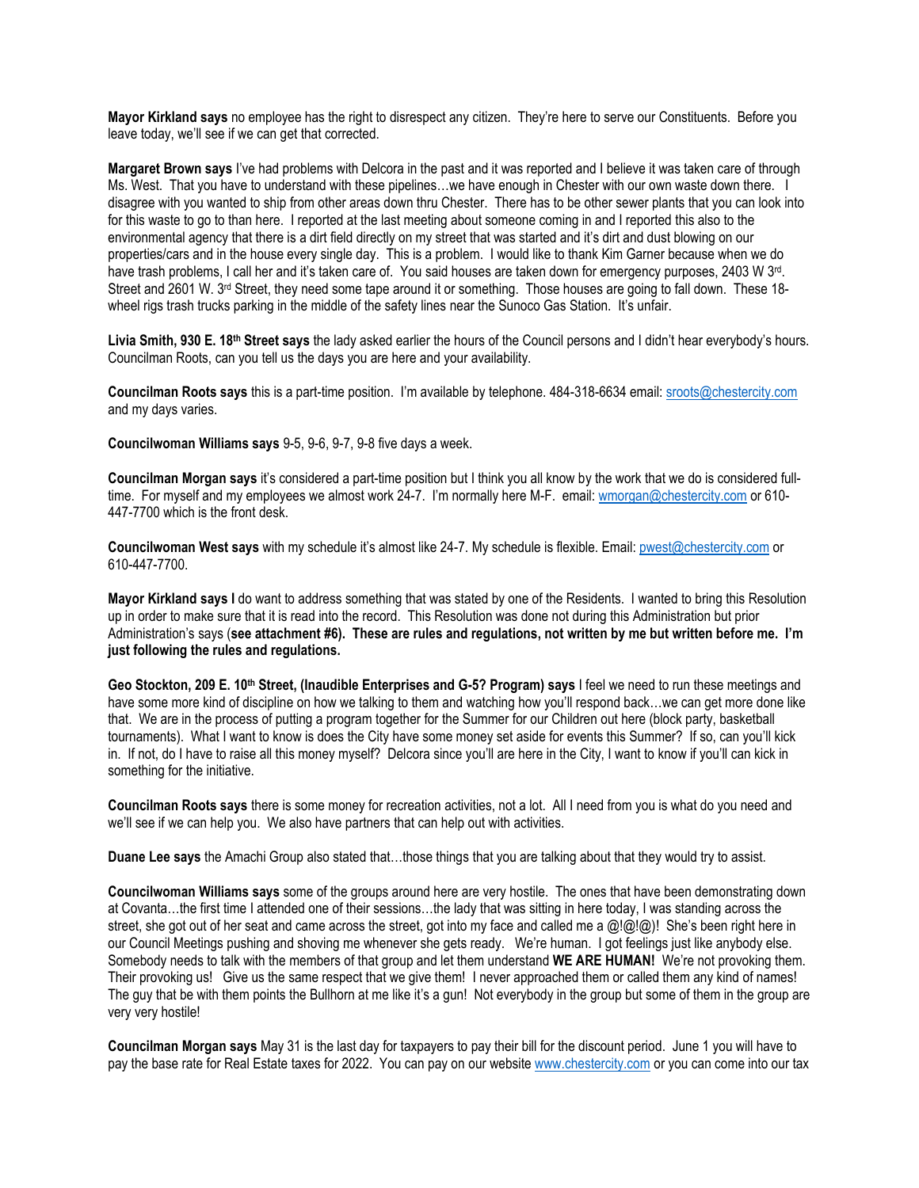**Mayor Kirkland says** no employee has the right to disrespect any citizen. They're here to serve our Constituents. Before you leave today, we'll see if we can get that corrected.

**Margaret Brown says** I've had problems with Delcora in the past and it was reported and I believe it was taken care of through Ms. West. That you have to understand with these pipelines…we have enough in Chester with our own waste down there. I disagree with you wanted to ship from other areas down thru Chester. There has to be other sewer plants that you can look into for this waste to go to than here. I reported at the last meeting about someone coming in and I reported this also to the environmental agency that there is a dirt field directly on my street that was started and it's dirt and dust blowing on our properties/cars and in the house every single day. This is a problem. I would like to thank Kim Garner because when we do have trash problems, I call her and it's taken care of. You said houses are taken down for emergency purposes, 2403 W 3rd. Street and 2601 W. 3rd Street, they need some tape around it or something. Those houses are going to fall down. These 18-wheel rigs trash trucks parking in the middle of the safety lines near the Sunoco Gas Station. It's unfair.

**Livia Smith, 930 E. 18th Street says** the lady asked earlier the hours of the Council persons and I didn't hear everybody's hours. Councilman Roots, can you tell us the days you are here and your availability.

**Councilman Roots says** this is a part-time position. I'm available by telephone. 484-318-6634 email: sroots@chestercity.com and my days varies.

**Councilwoman Williams says** 9-5, 9-6, 9-7, 9-8 five days a week.

**Councilman Morgan says** it's considered a part-time position but I think you all know by the work that we do is considered full-time. For myself and my employees we almost work 24-7. I'm normally here M-F. email: wmorgan@chestercity.com or 610-447-7700 which is the front desk.

**Councilwoman West says** with my schedule it's almost like 24-7. My schedule is flexible. Email: pwest@chestercity.com or 610-447-7700.

**Mayor Kirkland says I** do want to address something that was stated by one of the Residents. I wanted to bring this Resolution up in order to make sure that it is read into the record. This Resolution was done not during this Administration but prior Administration's says (**see attachment #6). These are rules and regulations, not written by me but written before me. I'm just following the rules and regulations.**

**Geo Stockton, 209 E. 10th Street, (Inaudible Enterprises and G-5? Program) says** I feel we need to run these meetings and have some more kind of discipline on how we talking to them and watching how you'll respond back…we can get more done like that. We are in the process of putting a program together for the Summer for our Children out here (block party, basketball tournaments). What I want to know is does the City have some money set aside for events this Summer? If so, can you'll kick in. If not, do I have to raise all this money myself? Delcora since you'll are here in the City, I want to know if you'll can kick in something for the initiative.

**Councilman Roots says** there is some money for recreation activities, not a lot. All I need from you is what do you need and we'll see if we can help you. We also have partners that can help out with activities.

**Duane Lee says** the Amachi Group also stated that…those things that you are talking about that they would try to assist.

**Councilwoman Williams says** some of the groups around here are very hostile. The ones that have been demonstrating down at Covanta…the first time I attended one of their sessions…the lady that was sitting in here today, I was standing across the street, she got out of her seat and came across the street, got into my face and called me a @!@!@)! She's been right here in our Council Meetings pushing and shoving me whenever she gets ready. We're human. I got feelings just like anybody else. Somebody needs to talk with the members of that group and let them understand **WE ARE HUMAN!** We're not provoking them. Their provoking us! Give us the same respect that we give them! I never approached them or called them any kind of names! The guy that be with them points the Bullhorn at me like it's a gun! Not everybody in the group but some of them in the group are very very hostile!

**Councilman Morgan says** May 31 is the last day for taxpayers to pay their bill for the discount period. June 1 you will have to pay the base rate for Real Estate taxes for 2022. You can pay on our website www.chestercity.com or you can come into our tax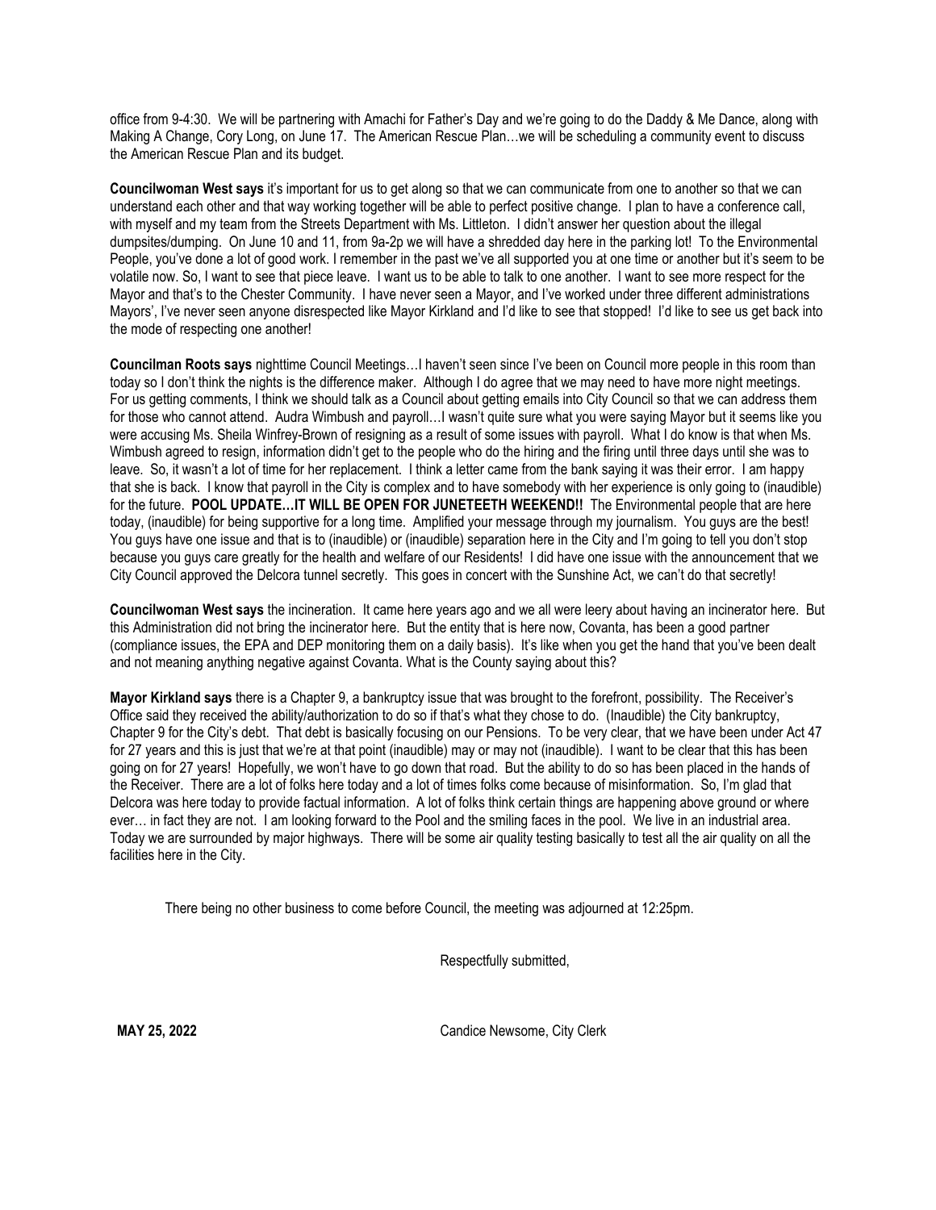office from 9-4:30. We will be partnering with Amachi for Father's Day and we're going to do the Daddy & Me Dance, along with Making A Change, Cory Long, on June 17. The American Rescue Plan…we will be scheduling a community event to discuss the American Rescue Plan and its budget.

**Councilwoman West says** it's important for us to get along so that we can communicate from one to another so that we can understand each other and that way working together will be able to perfect positive change. I plan to have a conference call, with myself and my team from the Streets Department with Ms. Littleton. I didn't answer her question about the illegal dumpsites/dumping. On June 10 and 11, from 9a-2p we will have a shredded day here in the parking lot! To the Environmental People, you've done a lot of good work. I remember in the past we've all supported you at one time or another but it's seem to be volatile now. So, I want to see that piece leave. I want us to be able to talk to one another. I want to see more respect for the Mayor and that's to the Chester Community. I have never seen a Mayor, and I've worked under three different administrations Mayors', I've never seen anyone disrespected like Mayor Kirkland and I'd like to see that stopped! I'd like to see us get back into the mode of respecting one another!

**Councilman Roots says** nighttime Council Meetings…I haven't seen since I've been on Council more people in this room than today so I don't think the nights is the difference maker. Although I do agree that we may need to have more night meetings. For us getting comments, I think we should talk as a Council about getting emails into City Council so that we can address them for those who cannot attend. Audra Wimbush and payroll…I wasn't quite sure what you were saying Mayor but it seems like you were accusing Ms. Sheila Winfrey-Brown of resigning as a result of some issues with payroll. What I do know is that when Ms. Wimbush agreed to resign, information didn't get to the people who do the hiring and the firing until three days until she was to leave. So, it wasn't a lot of time for her replacement. I think a letter came from the bank saying it was their error. I am happy that she is back. I know that payroll in the City is complex and to have somebody with her experience is only going to (inaudible) for the future. **POOL UPDATE…IT WILL BE OPEN FOR JUNETEETH WEEKEND!!** The Environmental people that are here today, (inaudible) for being supportive for a long time. Amplified your message through my journalism. You guys are the best! You guys have one issue and that is to (inaudible) or (inaudible) separation here in the City and I'm going to tell you don't stop because you guys care greatly for the health and welfare of our Residents! I did have one issue with the announcement that we City Council approved the Delcora tunnel secretly. This goes in concert with the Sunshine Act, we can't do that secretly!

**Councilwoman West says** the incineration. It came here years ago and we all were leery about having an incinerator here. But this Administration did not bring the incinerator here. But the entity that is here now, Covanta, has been a good partner (compliance issues, the EPA and DEP monitoring them on a daily basis). It's like when you get the hand that you've been dealt and not meaning anything negative against Covanta. What is the County saying about this?

**Mayor Kirkland says** there is a Chapter 9, a bankruptcy issue that was brought to the forefront, possibility. The Receiver's Office said they received the ability/authorization to do so if that's what they chose to do. (Inaudible) the City bankruptcy, Chapter 9 for the City's debt. That debt is basically focusing on our Pensions. To be very clear, that we have been under Act 47 for 27 years and this is just that we're at that point (inaudible) may or may not (inaudible). I want to be clear that this has been going on for 27 years! Hopefully, we won't have to go down that road. But the ability to do so has been placed in the hands of the Receiver. There are a lot of folks here today and a lot of times folks come because of misinformation. So, I'm glad that Delcora was here today to provide factual information. A lot of folks think certain things are happening above ground or where ever… in fact they are not. I am looking forward to the Pool and the smiling faces in the pool. We live in an industrial area. Today we are surrounded by major highways. There will be some air quality testing basically to test all the air quality on all the facilities here in the City.

There being no other business to come before Council, the meeting was adjourned at 12:25pm.

Respectfully submitted,

**MAY 25, 2022** Candice Newsome, City Clerk